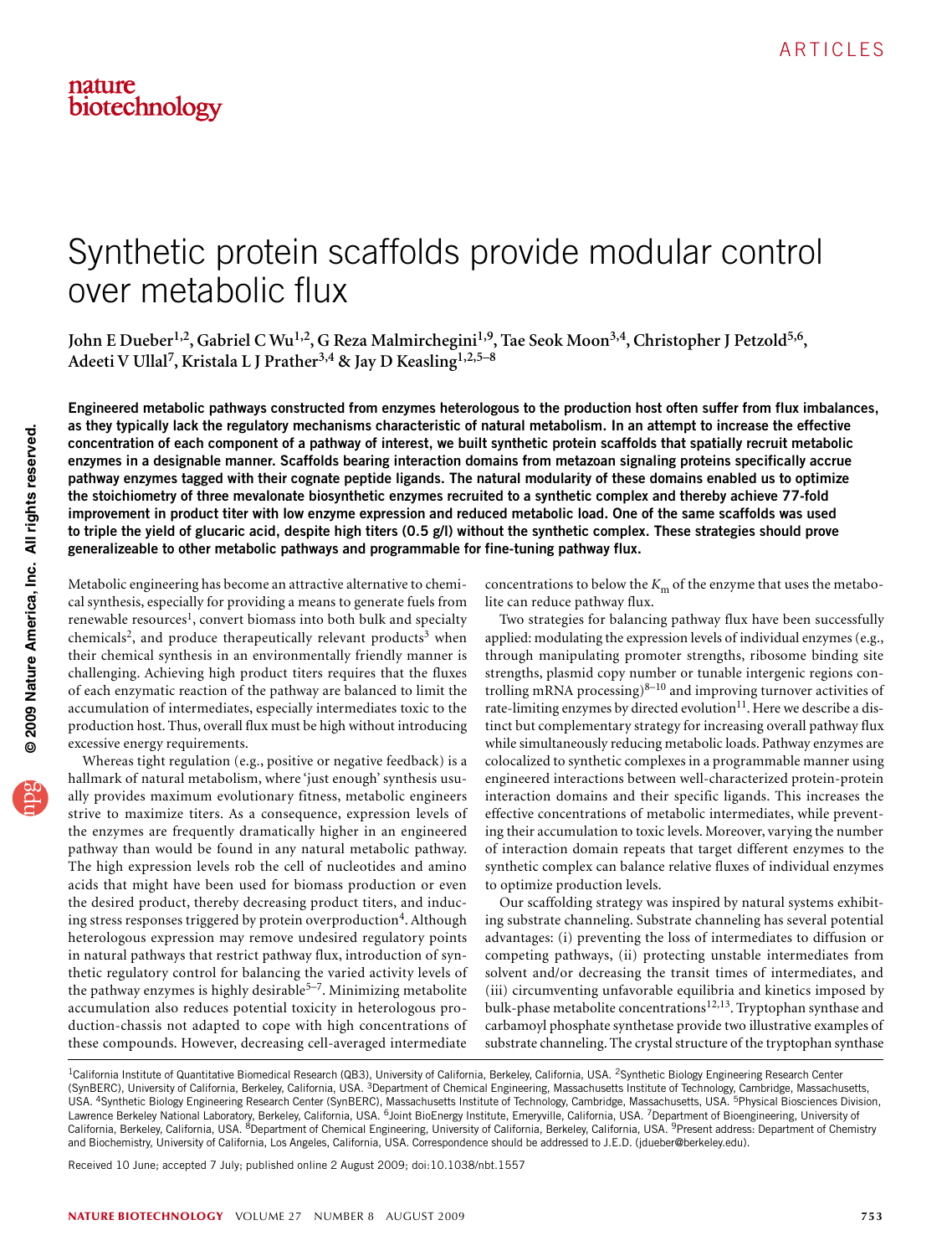# Synthetic protein scaffolds provide modular control over metabolic flux

**John E Dueber[1,2], Gabriel C Wu[1,2], G Reza Malmirchegini[1,9], Tae Seok Moon[3,4], Christopher J Petzold[5,6], Adeeti V Ullal[7], Kristala L J Prather[3,4] & Jay D Keasling[1,2,5–8]**

**Engineered metabolic pathways constructed from enzymes heterologous to the production host often suffer from flux imbalances, as they typically lack the regulatory mechanisms characteristic of natural metabolism. In an attempt to increase the effective concentration of each component of a pathway of interest, we built synthetic protein scaffolds that spatially recruit metabolic enzymes in a designable manner. Scaffolds bearing interaction domains from metazoan signaling proteins specifically accrue pathway enzymes tagged with their cognate peptide ligands. The natural modularity of these domains enabled us to optimize the stoichiometry of three mevalonate biosynthetic enzymes recruited to a synthetic complex and thereby achieve 77-fold improvement in product titer with low enzyme expression and reduced metabolic load. One of the same scaffolds was used to triple the yield of glucaric acid, despite high titers (0.5 g/l) without the synthetic complex. These strategies should prove generalizeable to other metabolic pathways and programmable for fine-tuning pathway flux.**

Metabolic engineering has become an attractive alternative to chemical synthesis, especially for providing a means to generate fuels from renewable resources[1], convert biomass into both bulk and specialty chemicals[2], and produce therapeutically relevant products[3] when their chemical synthesis in an environmentally friendly manner is challenging. Achieving high product titers requires that the fluxes of each enzymatic reaction of the pathway are balanced to limit the accumulation of intermediates, especially intermediates toxic to the production host. Thus, overall flux must be high without introducing excessive energy requirements.

Whereas tight regulation (e.g., positive or negative feedback) is a hallmark of natural metabolism, where 'just enough' synthesis usually provides maximum evolutionary fitness, metabolic engineers strive to maximize titers. As a consequence, expression levels of the enzymes are frequently dramatically higher in an engineered pathway than would be found in any natural metabolic pathway. The high expression levels rob the cell of nucleotides and amino acids that might have been used for biomass production or even the desired product, thereby decreasing product titers, and inducing stress responses triggered by protein overproduction[4]. Although heterologous expression may remove undesired regulatory points in natural pathways that restrict pathway flux, introduction of synthetic regulatory control for balancing the varied activity levels of the pathway enzymes is highly desirable[5–7]. Minimizing metabolite accumulation also reduces potential toxicity in heterologous production-chassis not adapted to cope with high concentrations of these compounds. However, decreasing cell-averaged intermediate concentrations to below the $K_m$ of the enzyme that uses the metabolite can reduce pathway flux.

Two strategies for balancing pathway flux have been successfully applied: modulating the expression levels of individual enzymes (e.g., through manipulating promoter strengths, ribosome binding site strengths, plasmid copy number or tunable intergenic regions controlling mRNA processing)[8–10] and improving turnover activities of rate-limiting enzymes by directed evolution[11]. Here we describe a distinct but complementary strategy for increasing overall pathway flux while simultaneously reducing metabolic loads. Pathway enzymes are colocalized to synthetic complexes in a programmable manner using engineered interactions between well-characterized protein-protein interaction domains and their specific ligands. This increases the effective concentrations of metabolic intermediates, while preventing their accumulation to toxic levels. Moreover, varying the number of interaction domain repeats that target different enzymes to the synthetic complex can balance relative fluxes of individual enzymes to optimize production levels.

Our scaffolding strategy was inspired by natural systems exhibiting substrate channeling. Substrate channeling has several potential advantages: (i) preventing the loss of intermediates to diffusion or competing pathways, (ii) protecting unstable intermediates from solvent and/or decreasing the transit times of intermediates, and (iii) circumventing unfavorable equilibria and kinetics imposed by bulk-phase metabolite concentrations[12,13]. Tryptophan synthase and carbamoyl phosphate synthetase provide two illustrative examples of substrate channeling. The crystal structure of the tryptophan synthase

[1]California Institute of Quantitative Biomedical Research (QB3), University of California, Berkeley, California, USA. [2]Synthetic Biology Engineering Research Center (SynBERC), University of California, Berkeley, California, USA. [3]Department of Chemical Engineering, Massachusetts Institute of Technology, Cambridge, Massachusetts, USA. [4]Synthetic Biology Engineering Research Center (SynBERC), Massachusetts Institute of Technology, Cambridge, Massachusetts, USA. [5]Physical Biosciences Division, Lawrence Berkeley National Laboratory, Berkeley, California, USA. [6]Joint BioEnergy Institute, Emeryville, California, USA. [7]Department of Bioengineering, University of California, Berkeley, California, USA. [8]Department of Chemical Engineering, University of California, Berkeley, California, USA. [9]Present address: Department of Chemistry and Biochemistry, University of California, Los Angeles, California, USA. Correspondence should be addressed to J.E.D. (jdueber@berkeley.edu).

Received 10 June; accepted 7 July; published online 2 August 2009; doi:10.1038/nbt.1557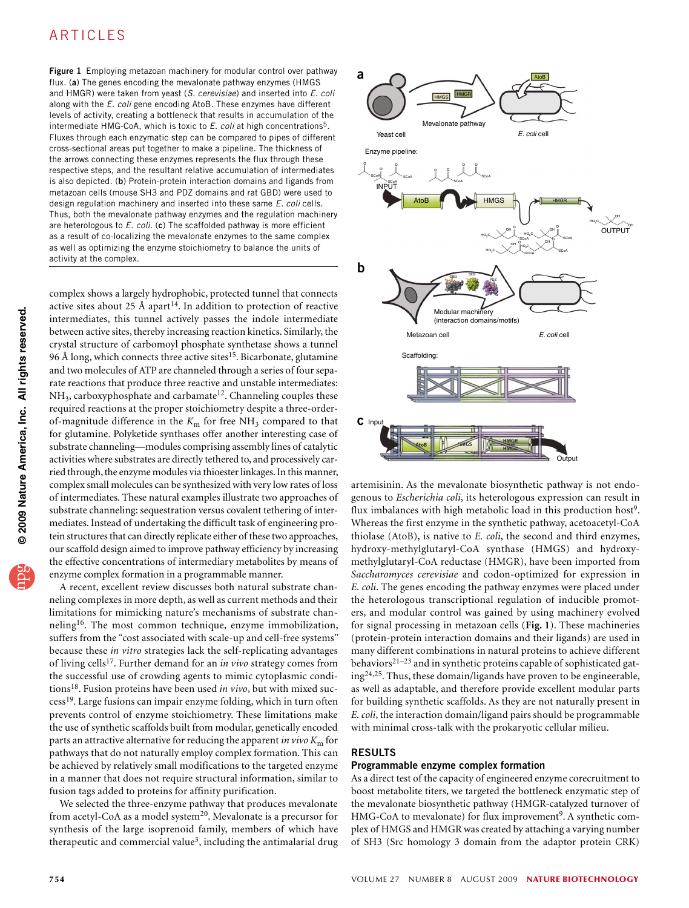**Figure 1** Employing metazoan machinery for modular control over pathway flux. (**a**) The genes encoding the mevalonate pathway enzymes (HMGS and HMGR) were taken from yeast (*S. cerevisiae*) and inserted into *E. coli* along with the *E. coli* gene encoding AtoB. These enzymes have different levels of activity, creating a bottleneck that results in accumulation of the intermediate HMG-CoA, which is toxic to *E. coli* at high concentrations[5]. Fluxes through each enzymatic step can be compared to pipes of different cross-sectional areas put together to make a pipeline. The thickness of the arrows connecting these enzymes represents the flux through these respective steps, and the resultant relative accumulation of intermediates is also depicted. (**b**) Protein-protein interaction domains and ligands from metazoan cells (mouse SH3 and PDZ domains and rat GBD) were used to design regulation machinery and inserted into these same *E. coli* cells. Thus, both the mevalonate pathway enzymes and the regulation machinery are heterologous to *E. coli*. (**c**) The scaffolded pathway is more efficient as a result of co-localizing the mevalonate enzymes to the same complex as well as optimizing the enzyme stoichiometry to balance the units of activity at the complex.

complex shows a largely hydrophobic, protected tunnel that connects active sites about 25 Å apart[14]. In addition to protection of reactive intermediates, this tunnel actively passes the indole intermediate between active sites, thereby increasing reaction kinetics. Similarly, the crystal structure of carbomoyl phosphate synthetase shows a tunnel 96 Å long, which connects three active sites[15]. Bicarbonate, glutamine and two molecules of ATP are channeled through a series of four separate reactions that produce three reactive and unstable intermediates: $NH_3$, carboxyphosphate and carbamate[12]. Channeling couples these required reactions at the proper stoichiometry despite a three-order-of-magnitude difference in the $K_m$ for free $NH_3$ compared to that for glutamine. Polyketide synthases offer another interesting case of substrate channeling—modules comprising assembly lines of catalytic activities where substrates are directly tethered to, and processively carried through, the enzyme modules via thioester linkages. In this manner, complex small molecules can be synthesized with very low rates of loss of intermediates. These natural examples illustrate two approaches of substrate channeling: sequestration versus covalent tethering of intermediates. Instead of undertaking the difficult task of engineering protein structures that can directly replicate either of these two approaches, our scaffold design aimed to improve pathway efficiency by increasing the effective concentrations of intermediary metabolites by means of enzyme complex formation in a programmable manner.

A recent, excellent review discusses both natural substrate channeling complexes in more depth, as well as current methods and their limitations for mimicking nature's mechanisms of substrate channeling[16]. The most common technique, enzyme immobilization, suffers from the "cost associated with scale-up and cell-free systems" because these *in vitro* strategies lack the self-replicating advantages of living cells[17]. Further demand for an *in vivo* strategy comes from the successful use of crowding agents to mimic cytoplasmic conditions[18]. Fusion proteins have been used *in vivo*, but with mixed success[19]. Large fusions can impair enzyme folding, which in turn often prevents control of enzyme stoichiometry. These limitations make the use of synthetic scaffolds built from modular, genetically encoded parts an attractive alternative for reducing the apparent *in vivo* $K_m$ for pathways that do not naturally employ complex formation. This can be achieved by relatively small modifications to the targeted enzyme in a manner that does not require structural information, similar to fusion tags added to proteins for affinity purification.

We selected the three-enzyme pathway that produces mevalonate from acetyl-CoA as a model system[20]. Mevalonate is a precursor for synthesis of the large isoprenoid family, members of which have therapeutic and commercial value[3], including the antimalarial drug artemisinin. As the mevalonate biosynthetic pathway is not endogenous to *Escherichia coli*, its heterologous expression can result in flux imbalances with high metabolic load in this production host[9]. Whereas the first enzyme in the synthetic pathway, acetoacetyl-CoA thiolase (AtoB), is native to *E. coli*, the second and third enzymes, hydroxy-methylglutaryl-CoA synthase (HMGS) and hydroxy-methylglutaryl-CoA reductase (HMGR), have been imported from *Saccharomyces cerevisiae* and codon-optimized for expression in *E. coli*. The genes encoding the pathway enzymes were placed under the heterologous transcriptional regulation of inducible promoters, and modular control was gained by using machinery evolved for signal processing in metazoan cells (**Fig. 1**). These machineries (protein-protein interaction domains and their ligands) are used in many different combinations in natural proteins to achieve different behaviors[21–23] and in synthetic proteins capable of sophisticated gating[24,25]. Thus, these domain/ligands have proven to be engineerable, as well as adaptable, and therefore provide excellent modular parts for building synthetic scaffolds. As they are not naturally present in *E. coli*, the interaction domain/ligand pairs should be programmable with minimal cross-talk with the prokaryotic cellular milieu.

## RESULTS

### Programmable enzyme complex formation

As a direct test of the capacity of engineered enzyme corecruitment to boost metabolite titers, we targeted the bottleneck enzymatic step of the mevalonate biosynthetic pathway (HMGR-catalyzed turnover of HMG-CoA to mevalonate) for flux improvement[9]. A synthetic complex of HMGS and HMGR was created by attaching a varying number of SH3 (Src homology 3 domain from the adaptor protein CRK)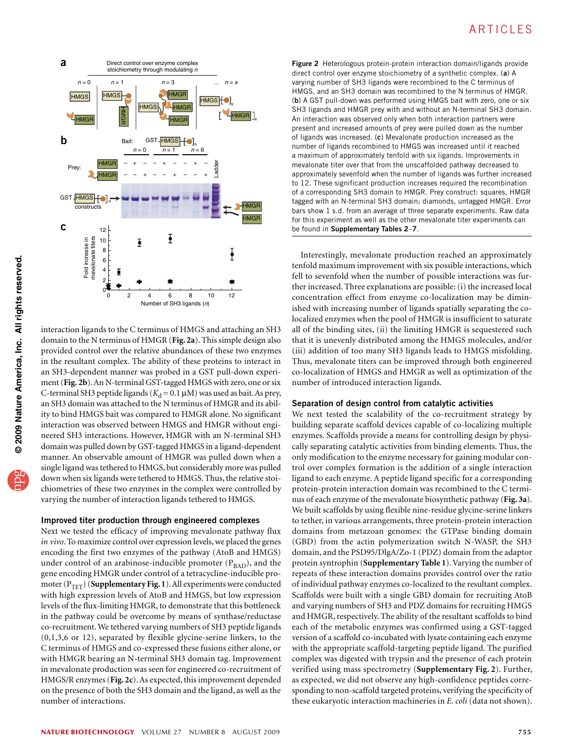**Figure 2** Heterologous protein-protein interaction domain/ligands provide direct control over enzyme stoichiometry of a synthetic complex. (**a**) A varying number of SH3 ligands were recombined to the C terminus of HMGS, and an SH3 domain was recombined to the N terminus of HMGR. (**b**) A GST pull-down was performed using HMGS bait with zero, one or six SH3 ligands and HMGR prey with and without an N-terminal SH3 domain. An interaction was observed only when both interaction partners were present and increased amounts of prey were pulled down as the number of ligands was increased. (**c**) Mevalonate production increased as the number of ligands recombined to HMGS was increased until it reached a maximum of approximately tenfold with six ligands. Improvements in mevalonate titer over that from the unscaffolded pathway decreased to approximately sevenfold when the number of ligands was further increased to 12. These significant production increases required the recombination of a corresponding SH3 domain to HMGR. Prey construct: squares, HMGR tagged with an N-terminal SH3 domain; diamonds, untagged HMGR. Error bars show 1 s.d. from an average of three separate experiments. Raw data for this experiment as well as the other mevalonate titer experiments can be found in **Supplementary Tables 2–7**.

interaction ligands to the C terminus of HMGS and attaching an SH3 domain to the N terminus of HMGR (**Fig. 2a**). This simple design also provided control over the relative abundances of these two enzymes in the resultant complex. The ability of these proteins to interact in an SH3-dependent manner was probed in a GST pull-down experiment (**Fig. 2b**). An N-terminal GST-tagged HMGS with zero, one or six C-terminal SH3 peptide ligands ($K_d = 0.1$ μM) was used as bait. As prey, an SH3 domain was attached to the N terminus of HMGR and its ability to bind HMGS bait was compared to HMGR alone. No significant interaction was observed between HMGS and HMGR without engineered SH3 interactions. However, HMGR with an N-terminal SH3 domain was pulled down by GST-tagged HMGS in a ligand-dependent manner. An observable amount of HMGR was pulled down when a single ligand was tethered to HMGS, but considerably more was pulled down when six ligands were tethered to HMGS. Thus, the relative stoichiometries of these two enzymes in the complex were controlled by varying the number of interaction ligands tethered to HMGS.

### Improved titer production through engineered complexes

Next we tested the efficacy of improving mevalonate pathway flux *in vivo*. To maximize control over expression levels, we placed the genes encoding the first two enzymes of the pathway (AtoB and HMGS) under control of an arabinose-inducible promoter ($P_{BAD}$), and the gene encoding HMGR under control of a tetracycline-inducible promoter ($P_{TET}$) (**Supplementary Fig. 1**). All experiments were conducted with high expression levels of AtoB and HMGS, but low expression levels of the flux-limiting HMGR, to demonstrate that this bottleneck in the pathway could be overcome by means of synthase/reductase co-recruitment. We tethered varying numbers of SH3 peptide ligands (0,1,3,6 or 12), separated by flexible glycine-serine linkers, to the C terminus of HMGS and co-expressed these fusions either alone, or with HMGR bearing an N-terminal SH3 domain tag. Improvement in mevalonate production was seen for engineered co-recruitment of HMGS/R enzymes (**Fig. 2c**). As expected, this improvement depended on the presence of both the SH3 domain and the ligand, as well as the number of interactions.

Interestingly, mevalonate production reached an approximately tenfold maximum improvement with six possible interactions, which fell to sevenfold when the number of possible interactions was further increased. Three explanations are possible: (i) the increased local concentration effect from enzyme co-localization may be diminished with increasing number of ligands spatially separating the co-localized enzymes when the pool of HMGR is insufficient to saturate all of the binding sites, (ii) the limiting HMGR is sequestered such that it is unevenly distributed among the HMGS molecules, and/or (iii) addition of too many SH3 ligands leads to HMGS misfolding. Thus, mevalonate titers can be improved through both engineered co-localization of HMGS and HMGR as well as optimization of the number of introduced interaction ligands.

### Separation of design control from catalytic activities

We next tested the scalability of the co-recruitment strategy by building separate scaffold devices capable of co-localizing multiple enzymes. Scaffolds provide a means for controlling design by physically separating catalytic activities from binding elements. Thus, the only modification to the enzyme necessary for gaining modular control over complex formation is the addition of a single interaction ligand to each enzyme. A peptide ligand specific for a corresponding protein-protein interaction domain was recombined to the C terminus of each enzyme of the mevalonate biosynthetic pathway (**Fig. 3a**). We built scaffolds by using flexible nine-residue glycine-serine linkers to tether, in various arrangements, three protein-protein interaction domains from metazoan genomes: the GTPase binding domain (GBD) from the actin polymerization switch N-WASP, the SH3 domain, and the PSD95/DlgA/Zo-1 (PDZ) domain from the adaptor protein syntrophin (**Supplementary Table 1**). Varying the number of repeats of these interaction domains provides control over the ratio of individual pathway enzymes co-localized to the resultant complex. Scaffolds were built with a single GBD domain for recruiting AtoB and varying numbers of SH3 and PDZ domains for recruiting HMGS and HMGR, respectively. The ability of the resultant scaffolds to bind each of the metabolic enzymes was confirmed using a GST-tagged version of a scaffold co-incubated with lysate containing each enzyme with the appropriate scaffold-targeting peptide ligand. The purified complex was digested with trypsin and the presence of each protein verified using mass spectrometry (**Supplementary Fig. 2**). Further, as expected, we did not observe any high-confidence peptides corresponding to non-scaffold targeted proteins, verifying the specificity of these eukaryotic interaction machineries in *E. coli* (data not shown).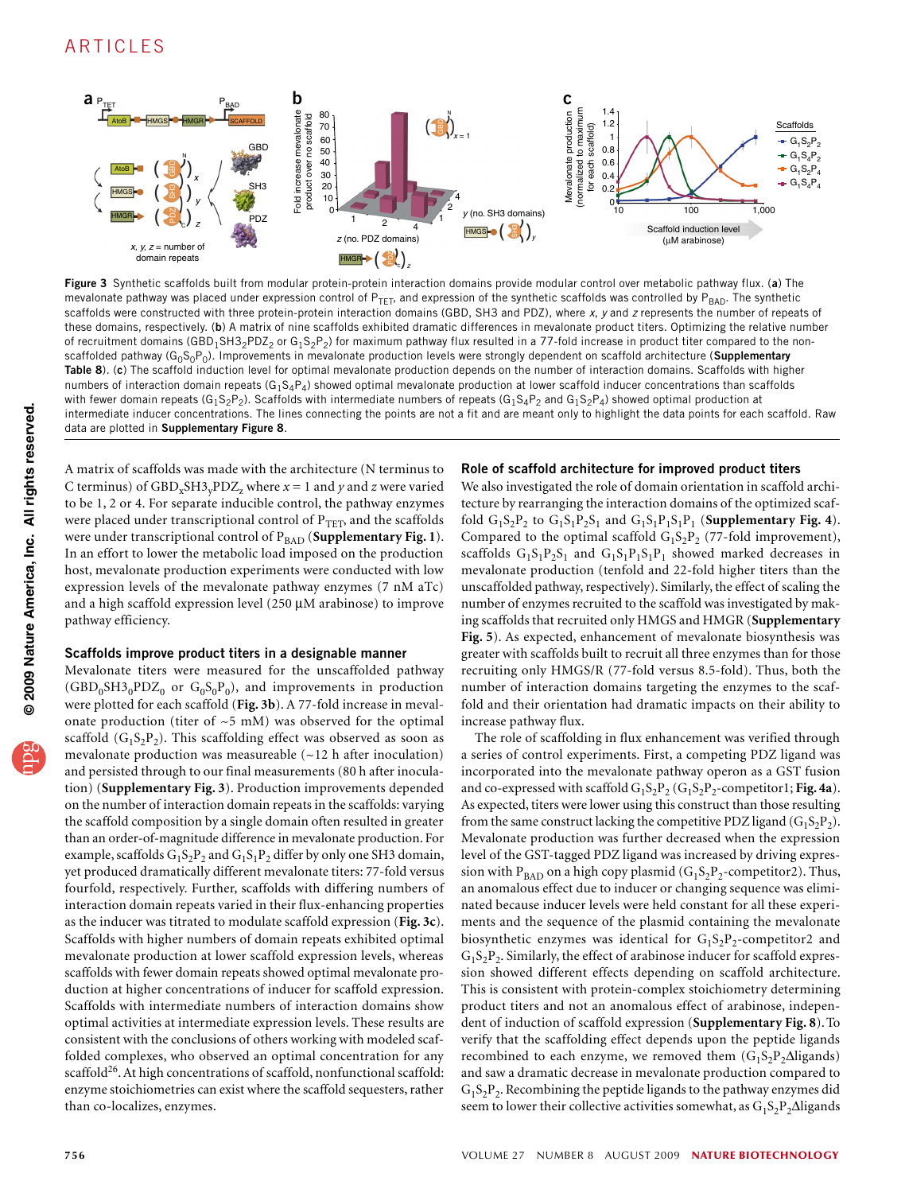Figure 3 Synthetic scaffolds built from modular protein-protein interaction domains provide modular control over metabolic pathway flux. (**a**) The mevalonate pathway was placed under expression control of $P_{TET}$, and expression of the synthetic scaffolds was controlled by $P_{BAD}$. The synthetic scaffolds were constructed with three protein-protein interaction domains (GBD, SH3 and PDZ), where *x*, *y* and *z* represents the number of repeats of these domains, respectively. (**b**) A matrix of nine scaffolds exhibited dramatic differences in mevalonate product titers. Optimizing the relative number of recruitment domains ($GBD_1SH3_2PDZ_2$ or $G_1S_2P_2$) for maximum pathway flux resulted in a 77-fold increase in product titer compared to the non-scaffolded pathway ($G_0S_0P_0$). Improvements in mevalonate production levels were strongly dependent on scaffold architecture (**Supplementary Table 8**). (**c**) The scaffold induction level for optimal mevalonate production depends on the number of interaction domains. Scaffolds with higher numbers of interaction domain repeats ($G_1S_4P_4$) showed optimal mevalonate production at lower scaffold inducer concentrations than scaffolds with fewer domain repeats ($G_1S_2P_2$). Scaffolds with intermediate numbers of repeats ($G_1S_4P_2$ and $G_1S_2P_4$) showed optimal production at intermediate inducer concentrations. The lines connecting the points are not a fit and are meant only to highlight the data points for each scaffold. Raw data are plotted in **Supplementary Figure 8**.

A matrix of scaffolds was made with the architecture (N terminus to C terminus) of $GBD_xSH3_yPDZ_z$ where $x = 1$ and *y* and *z* were varied to be 1, 2 or 4. For separate inducible control, the pathway enzymes were placed under transcriptional control of $P_{TET}$, and the scaffolds were under transcriptional control of $P_{BAD}$ (**Supplementary Fig. 1**). In an effort to lower the metabolic load imposed on the production host, mevalonate production experiments were conducted with low expression levels of the mevalonate pathway enzymes (7 nM aTc) and a high scaffold expression level (250 μM arabinose) to improve pathway efficiency.

### Scaffolds improve product titers in a designable manner

Mevalonate titers were measured for the unscaffolded pathway ($GBD_0SH3_0PDZ_0$ or $G_0S_0P_0$), and improvements in production were plotted for each scaffold (**Fig. 3b**). A 77-fold increase in mevalonate production (titer of ~5 mM) was observed for the optimal scaffold ($G_1S_2P_2$). This scaffolding effect was observed as soon as mevalonate production was measureable (~12 h after inoculation) and persisted through to our final measurements (80 h after inoculation) (**Supplementary Fig. 3**). Production improvements depended on the number of interaction domain repeats in the scaffolds: varying the scaffold composition by a single domain often resulted in greater than an order-of-magnitude difference in mevalonate production. For example, scaffolds $G_1S_2P_2$ and $G_1S_1P_2$ differ by only one SH3 domain, yet produced dramatically different mevalonate titers: 77-fold versus fourfold, respectively. Further, scaffolds with differing numbers of interaction domain repeats varied in their flux-enhancing properties as the inducer was titrated to modulate scaffold expression (**Fig. 3c**). Scaffolds with higher numbers of domain repeats exhibited optimal mevalonate production at lower scaffold expression levels, whereas scaffolds with fewer domain repeats showed optimal mevalonate production at higher concentrations of inducer for scaffold expression. Scaffolds with intermediate numbers of interaction domains show optimal activities at intermediate expression levels. These results are consistent with the conclusions of others working with modeled scaffolded complexes, who observed an optimal concentration for any scaffold[26]. At high concentrations of scaffold, nonfunctional scaffold: enzyme stoichiometries can exist where the scaffold sequesters, rather than co-localizes, enzymes.

### Role of scaffold architecture for improved product titers

We also investigated the role of domain orientation in scaffold architecture by rearranging the interaction domains of the optimized scaffold $G_1S_2P_2$ to $G_1S_1P_2S_1$ and $G_1S_1P_1S_1P_1$ (**Supplementary Fig. 4**). Compared to the optimal scaffold $G_1S_2P_2$ (77-fold improvement), scaffolds $G_1S_1P_2S_1$ and $G_1S_1P_1S_1P_1$ showed marked decreases in mevalonate production (tenfold and 22-fold higher titers than the unscaffolded pathway, respectively). Similarly, the effect of scaling the number of enzymes recruited to the scaffold was investigated by making scaffolds that recruited only HMGS and HMGR (**Supplementary Fig. 5**). As expected, enhancement of mevalonate biosynthesis was greater with scaffolds built to recruit all three enzymes than for those recruiting only HMGS/R (77-fold versus 8.5-fold). Thus, both the number of interaction domains targeting the enzymes to the scaffold and their orientation had dramatic impacts on their ability to increase pathway flux.

The role of scaffolding in flux enhancement was verified through a series of control experiments. First, a competing PDZ ligand was incorporated into the mevalonate pathway operon as a GST fusion and co-expressed with scaffold $G_1S_2P_2$ ($G_1S_2P_2$-competitor1; **Fig. 4a**). As expected, titers were lower using this construct than those resulting from the same construct lacking the competitive PDZ ligand ($G_1S_2P_2$). Mevalonate production was further decreased when the expression level of the GST-tagged PDZ ligand was increased by driving expression with $P_{BAD}$ on a high copy plasmid ($G_1S_2P_2$-competitor2). Thus, an anomalous effect due to inducer or changing sequence was eliminated because inducer levels were held constant for all these experiments and the sequence of the plasmid containing the mevalonate biosynthetic enzymes was identical for $G_1S_2P_2$-competitor2 and $G_1S_2P_2$. Similarly, the effect of arabinose inducer for scaffold expression showed different effects depending on scaffold architecture. This is consistent with protein-complex stoichiometry determining product titers and not an anomalous effect of arabinose, independent of induction of scaffold expression (**Supplementary Fig. 8**). To verify that the scaffolding effect depends upon the peptide ligands recombined to each enzyme, we removed them ($G_1S_2P_2\Delta$ligands) and saw a dramatic decrease in mevalonate production compared to $G_1S_2P_2$. Recombining the peptide ligands to the pathway enzymes did seem to lower their collective activities somewhat, as $G_1S_2P_2\Delta$ligands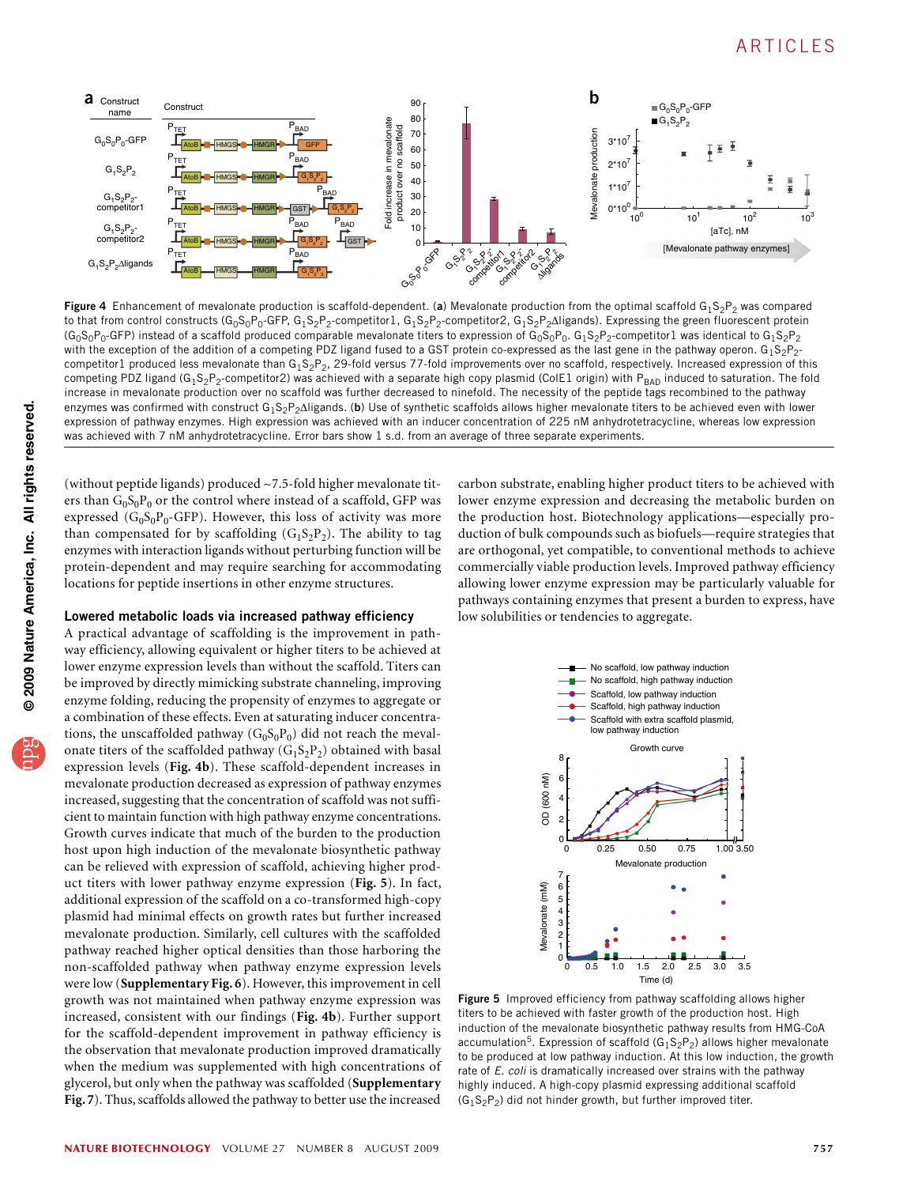**Figure 4** Enhancement of mevalonate production is scaffold-dependent. (**a**) Mevalonate production from the optimal scaffold $G_1S_2P_2$ was compared to that from control constructs ($G_0S_0P_0$-GFP, $G_1S_2P_2$-competitor1, $G_1S_2P_2$-competitor2, $G_1S_2P_2\Delta$ligands). Expressing the green fluorescent protein ($G_0S_0P_0$-GFP) instead of a scaffold produced comparable mevalonate titers to expression of $G_0S_0P_0$. $G_1S_2P_2$-competitor1 was identical to $G_1S_2P_2$ with the exception of the addition of a competing PDZ ligand fused to a GST protein co-expressed as the last gene in the pathway operon. $G_1S_2P_2$-competitor1 produced less mevalonate than $G_1S_2P_2$, 29-fold versus 77-fold improvements over no scaffold, respectively. Increased expression of this competing PDZ ligand ($G_1S_2P_2$-competitor2) was achieved with a separate high copy plasmid (ColE1 origin) with $P_{BAD}$ induced to saturation. The fold increase in mevalonate production over no scaffold was further decreased to ninefold. The necessity of the peptide tags recombined to the pathway enzymes was confirmed with construct $G_1S_2P_2\Delta$ligands. (**b**) Use of synthetic scaffolds allows higher mevalonate titers to be achieved even with lower expression of pathway enzymes. High expression was achieved with an inducer concentration of 225 nM anhydrotetracycline, whereas low expression was achieved with 7 nM anhydrotetracycline. Error bars show 1 s.d. from an average of three separate experiments.

(without peptide ligands) produced ~7.5-fold higher mevalonate titers than $G_0S_0P_0$ or the control where instead of a scaffold, GFP was expressed ($G_0S_0P_0$-GFP). However, this loss of activity was more than compensated for by scaffolding ($G_1S_2P_2$). The ability to tag enzymes with interaction ligands without perturbing function will be protein-dependent and may require searching for accommodating locations for peptide insertions in other enzyme structures.

### Lowered metabolic loads via increased pathway efficiency

A practical advantage of scaffolding is the improvement in pathway efficiency, allowing equivalent or higher titers to be achieved at lower enzyme expression levels than without the scaffold. Titers can be improved by directly mimicking substrate channeling, improving enzyme folding, reducing the propensity of enzymes to aggregate or a combination of these effects. Even at saturating inducer concentrations, the unscaffolded pathway ($G_0S_0P_0$) did not reach the mevalonate titers of the scaffolded pathway ($G_1S_2P_2$) obtained with basal expression levels (**Fig. 4b**). These scaffold-dependent increases in mevalonate production decreased as expression of pathway enzymes increased, suggesting that the concentration of scaffold was not sufficient to maintain function with high pathway enzyme concentrations. Growth curves indicate that much of the burden to the production host upon high induction of the mevalonate biosynthetic pathway can be relieved with expression of scaffold, achieving higher product titers with lower pathway enzyme expression (**Fig. 5**). In fact, additional expression of the scaffold on a co-transformed high-copy plasmid had minimal effects on growth rates but further increased mevalonate production. Similarly, cell cultures with the scaffolded pathway reached higher optical densities than those harboring the non-scaffolded pathway when pathway enzyme expression levels were low (**Supplementary Fig. 6**). However, this improvement in cell growth was not maintained when pathway enzyme expression was increased, consistent with our findings (**Fig. 4b**). Further support for the scaffold-dependent improvement in pathway efficiency is the observation that mevalonate production improved dramatically when the medium was supplemented with high concentrations of glycerol, but only when the pathway was scaffolded (**Supplementary Fig. 7**). Thus, scaffolds allowed the pathway to better use the increased carbon substrate, enabling higher product titers to be achieved with lower enzyme expression and decreasing the metabolic burden on the production host. Biotechnology applications—especially production of bulk compounds such as biofuels—require strategies that are orthogonal, yet compatible, to conventional methods to achieve commercially viable production levels. Improved pathway efficiency allowing lower enzyme expression may be particularly valuable for pathways containing enzymes that present a burden to express, have low solubilities or tendencies to aggregate.

**Figure 5** Improved efficiency from pathway scaffolding allows higher titers to be achieved with faster growth of the production host. High induction of the mevalonate biosynthetic pathway results from HMG-CoA accumulation[5]. Expression of scaffold ($G_1S_2P_2$) allows higher mevalonate to be produced at low pathway induction. At this low induction, the growth rate of *E. coli* is dramatically increased over strains with the pathway highly induced. A high-copy plasmid expressing additional scaffold ($G_1S_2P_2$) did not hinder growth, but further improved titer.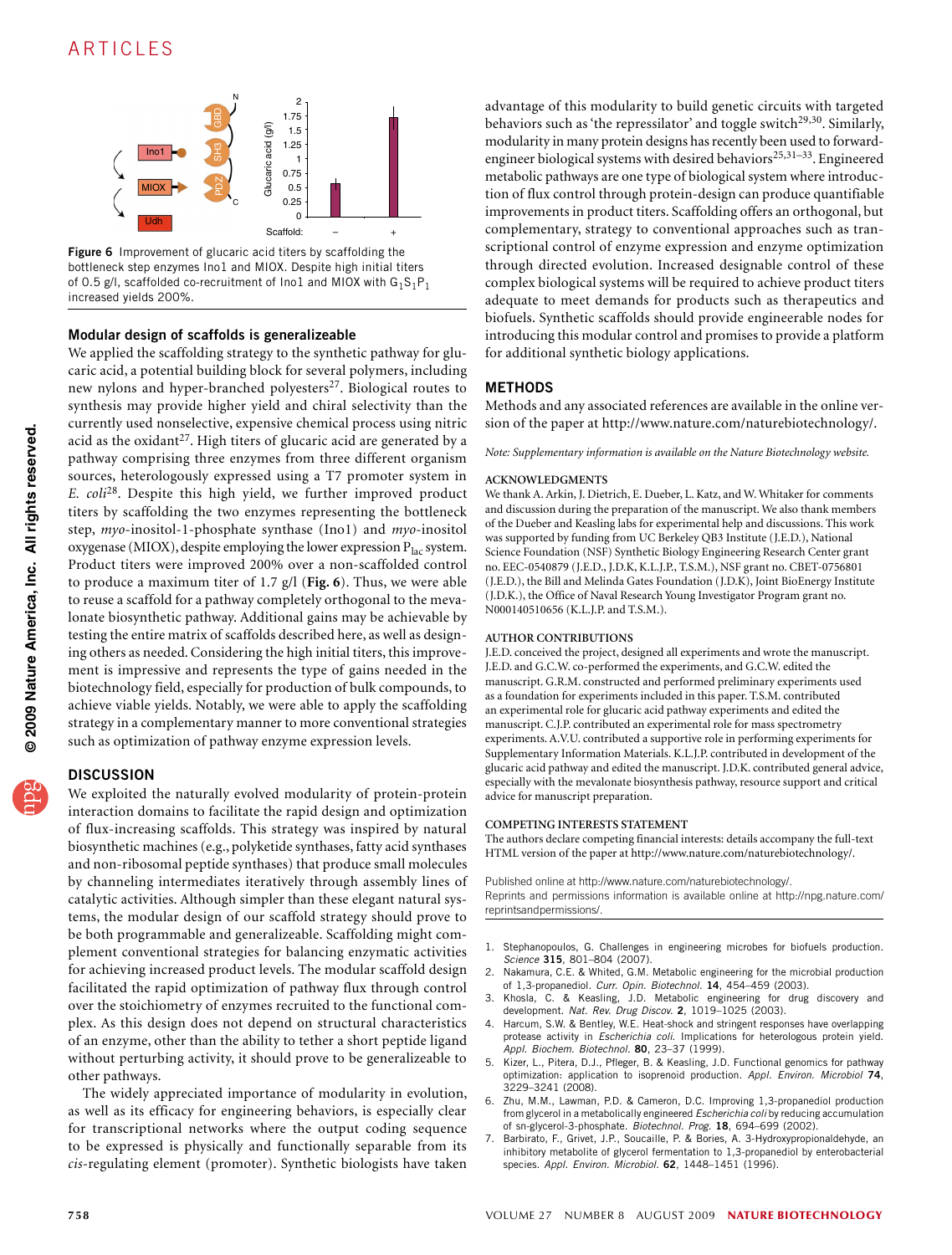N

GBD

SH3

PDZ

C

Ino1

MIOX

Udh

Glucaric acid (g/l)

2
1.75
1.5
1.25
1
0.75
0.5
0.25
0

Scaffold: – +

**Figure 6** Improvement of glucaric acid titers by scaffolding the bottleneck step enzymes Ino1 and MIOX. Despite high initial titers of 0.5 g/l, scaffolded co-recruitment of Ino1 and MIOX with $G_1S_1P_1$ increased yields 200%.

### Modular design of scaffolds is generalizeable

We applied the scaffolding strategy to the synthetic pathway for glucaric acid, a potential building block for several polymers, including new nylons and hyper-branched polyesters[27]. Biological routes to synthesis may provide higher yield and chiral selectivity than the currently used nonselective, expensive chemical process using nitric acid as the oxidant[27]. High titers of glucaric acid are generated by a pathway comprising three enzymes from three different organism sources, heterologously expressed using a T7 promoter system in *E. coli*[28]. Despite this high yield, we further improved product titers by scaffolding the two enzymes representing the bottleneck step, *myo*-inositol-1-phosphate synthase (Ino1) and *myo*-inositol oxygenase (MIOX), despite employing the lower expression $P_{lac}$ system. Product titers were improved 200% over a non-scaffolded control to produce a maximum titer of 1.7 g/l (**Fig. 6**). Thus, we were able to reuse a scaffold for a pathway completely orthogonal to the mevalonate biosynthetic pathway. Additional gains may be achievable by testing the entire matrix of scaffolds described here, as well as designing others as needed. Considering the high initial titers, this improvement is impressive and represents the type of gains needed in the biotechnology field, especially for production of bulk compounds, to achieve viable yields. Notably, we were able to apply the scaffolding strategy in a complementary manner to more conventional strategies such as optimization of pathway enzyme expression levels.

## DISCUSSION

We exploited the naturally evolved modularity of protein-protein interaction domains to facilitate the rapid design and optimization of flux-increasing scaffolds. This strategy was inspired by natural biosynthetic machines (e.g., polyketide synthases, fatty acid synthases and non-ribosomal peptide synthases) that produce small molecules by channeling intermediates iteratively through assembly lines of catalytic activities. Although simpler than these elegant natural systems, the modular design of our scaffold strategy should prove to be both programmable and generalizeable. Scaffolding might complement conventional strategies for balancing enzymatic activities for achieving increased product levels. The modular scaffold design facilitated the rapid optimization of pathway flux through control over the stoichiometry of enzymes recruited to the functional complex. As this design does not depend on structural characteristics of an enzyme, other than the ability to tether a short peptide ligand without perturbing activity, it should prove to be generalizeable to other pathways.

The widely appreciated importance of modularity in evolution, as well as its efficacy for engineering behaviors, is especially clear for transcriptional networks where the output coding sequence to be expressed is physically and functionally separable from its *cis*-regulating element (promoter). Synthetic biologists have taken advantage of this modularity to build genetic circuits with targeted behaviors such as 'the repressilator' and toggle switch[29,30]. Similarly, modularity in many protein designs has recently been used to forward-engineer biological systems with desired behaviors[25,31–33]. Engineered metabolic pathways are one type of biological system where introduction of flux control through protein-design can produce quantifiable improvements in product titers. Scaffolding offers an orthogonal, but complementary, strategy to conventional approaches such as transcriptional control of enzyme expression and enzyme optimization through directed evolution. Increased designable control of these complex biological systems will be required to achieve product titers adequate to meet demands for products such as therapeutics and biofuels. Synthetic scaffolds should provide engineerable nodes for introducing this modular control and promises to provide a platform for additional synthetic biology applications.

## METHODS

Methods and any associated references are available in the online version of the paper at http://www.nature.com/naturebiotechnology/.

*Note: Supplementary information is available on the Nature Biotechnology website.*

#### ACKNOWLEDGMENTS

We thank A. Arkin, J. Dietrich, E. Dueber, L. Katz, and W. Whitaker for comments and discussion during the preparation of the manuscript. We also thank members of the Dueber and Keasling labs for experimental help and discussions. This work was supported by funding from UC Berkeley QB3 Institute (J.E.D.), National Science Foundation (NSF) Synthetic Biology Engineering Research Center grant no. EEC-0540879 (J.E.D., J.D.K, K.L.J.P., T.S.M.), NSF grant no. CBET-0756801 (J.E.D.), the Bill and Melinda Gates Foundation (J.D.K), Joint BioEnergy Institute (J.D.K.), the Office of Naval Research Young Investigator Program grant no. N000140510656 (K.L.J.P. and T.S.M.).

#### AUTHOR CONTRIBUTIONS

J.E.D. conceived the project, designed all experiments and wrote the manuscript. J.E.D. and G.C.W. co-performed the experiments, and G.C.W. edited the manuscript. G.R.M. constructed and performed preliminary experiments used as a foundation for experiments included in this paper. T.S.M. contributed an experimental role for glucaric acid pathway experiments and edited the manuscript. C.J.P. contributed an experimental role for mass spectrometry experiments. A.V.U. contributed a supportive role in performing experiments for Supplementary Information Materials. K.L.J.P. contributed in development of the glucaric acid pathway and edited the manuscript. J.D.K. contributed general advice, especially with the mevalonate biosynthesis pathway, resource support and critical advice for manuscript preparation.

#### COMPETING INTERESTS STATEMENT

The authors declare competing financial interests: details accompany the full-text HTML version of the paper at http://www.nature.com/naturebiotechnology/.

Published online at http://www.nature.com/naturebiotechnology/.
Reprints and permissions information is available online at http://npg.nature.com/reprintsandpermissions/.

1. Stephanopoulos, G. Challenges in engineering microbes for biofuels production. *Science* **315**, 801–804 (2007).
2. Nakamura, C.E. & Whited, G.M. Metabolic engineering for the microbial production of 1,3-propanediol. *Curr. Opin. Biotechnol.* **14**, 454–459 (2003).
3. Khosla, C. & Keasling, J.D. Metabolic engineering for drug discovery and development. *Nat. Rev. Drug Discov.* **2**, 1019–1025 (2003).
4. Harcum, S.W. & Bentley, W.E. Heat-shock and stringent responses have overlapping protease activity in *Escherichia coli*. Implications for heterologous protein yield. *Appl. Biochem. Biotechnol.* **80**, 23–37 (1999).
5. Kizer, L., Pitera, D.J., Pfleger, B. & Keasling, J.D. Functional genomics for pathway optimization: application to isoprenoid production. *Appl. Environ. Microbiol* **74**, 3229–3241 (2008).
6. Zhu, M.M., Lawman, P.D. & Cameron, D.C. Improving 1,3-propanediol production from glycerol in a metabolically engineered *Escherichia coli* by reducing accumulation of sn-glycerol-3-phosphate. *Biotechnol. Prog.* **18**, 694–699 (2002).
7. Barbirato, F., Grivet, J.P., Soucaille, P. & Bories, A. 3-Hydroxypropionaldehyde, an inhibitory metabolite of glycerol fermentation to 1,3-propanediol by enterobacterial species. *Appl. Environ. Microbiol.* **62**, 1448–1451 (1996).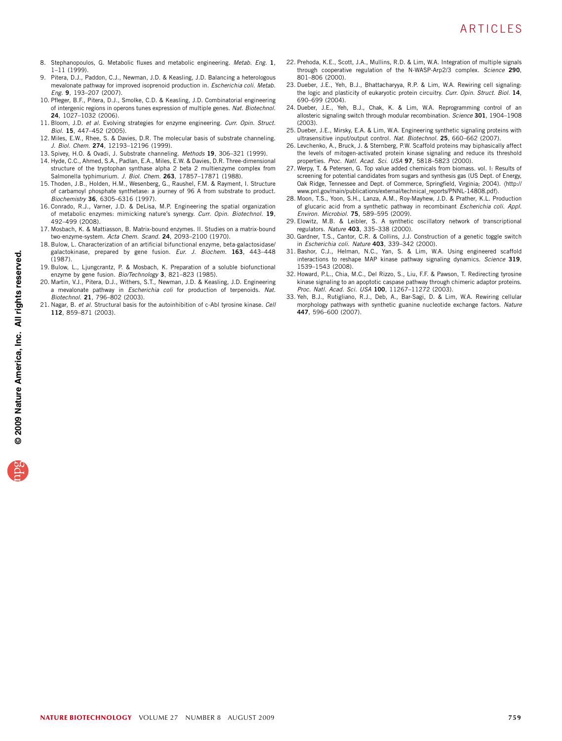8. Stephanopoulos, G. Metabolic fluxes and metabolic engineering. *Metab. Eng.* **1**, 1–11 (1999).
9. Pitera, D.J., Paddon, C.J., Newman, J.D. & Keasling, J.D. Balancing a heterologous mevalonate pathway for improved isoprenoid production in. *Escherichia coli. Metab. Eng.* **9**, 193–207 (2007).
10. Pfleger, B.F., Pitera, D.J., Smolke, C.D. & Keasling, J.D. Combinatorial engineering of intergenic regions in operons tunes expression of multiple genes. *Nat. Biotechnol.* **24**, 1027–1032 (2006).
11. Bloom, J.D. *et al.* Evolving strategies for enzyme engineering. *Curr. Opin. Struct. Biol.* **15**, 447–452 (2005).
12. Miles, E.W., Rhee, S. & Davies, D.R. The molecular basis of substrate channeling. *J. Biol. Chem.* **274**, 12193–12196 (1999).
13. Spivey, H.O. & Ovadi, J. Substrate channeling. *Methods* **19**, 306–321 (1999).
14. Hyde, C.C., Ahmed, S.A., Padlan, E.A., Miles, E.W. & Davies, D.R. Three-dimensional structure of the tryptophan synthase alpha 2 beta 2 multienzyme complex from Salmonella typhimurium. *J. Biol. Chem.* **263**, 17857–17871 (1988).
15. Thoden, J.B., Holden, H.M., Wesenberg, G., Raushel, F.M. & Rayment, I. Structure of carbamoyl phosphate synthetase: a journey of 96 A from substrate to product. *Biochemistry* **36**, 6305–6316 (1997).
16. Conrado, R.J., Varner, J.D. & DeLisa, M.P. Engineering the spatial organization of metabolic enzymes: mimicking nature's synergy. *Curr. Opin. Biotechnol.* **19**, 492–499 (2008).
17. Mosbach, K. & Mattiasson, B. Matrix-bound enzymes. II. Studies on a matrix-bound two-enzyme-system. *Acta Chem. Scand.* **24**, 2093–2100 (1970).
18. Bulow, L. Characterization of an artificial bifunctional enzyme, beta-galactosidase/galactokinase, prepared by gene fusion. *Eur. J. Biochem.* **163**, 443–448 (1987).
19. Bulow, L., Ljungcrantz, P. & Mosbach, K. Preparation of a soluble biofunctional enzyme by gene fusion. *Bio/Technology* **3**, 821–823 (1985).
20. Martin, V.J., Pitera, D.J., Withers, S.T., Newman, J.D. & Keasling, J.D. Engineering a mevalonate pathway in *Escherichia coli* for production of terpenoids. *Nat. Biotechnol.* **21**, 796–802 (2003).
21. Nagar, B. *et al.* Structural basis for the autoinhibition of c-Abl tyrosine kinase. *Cell* **112**, 859–871 (2003).
22. Prehoda, K.E., Scott, J.A., Mullins, R.D. & Lim, W.A. Integration of multiple signals through cooperative regulation of the N-WASP-Arp2/3 complex. *Science* **290**, 801–806 (2000).
23. Dueber, J.E., Yeh, B.J., Bhattacharyya, R.P. & Lim, W.A. Rewiring cell signaling: the logic and plasticity of eukaryotic protein circuitry. *Curr. Opin. Struct. Biol.* **14**, 690–699 (2004).
24. Dueber, J.E., Yeh, B.J., Chak, K. & Lim, W.A. Reprogramming control of an allosteric signaling switch through modular recombination. *Science* **301**, 1904–1908 (2003).
25. Dueber, J.E., Mirsky, E.A. & Lim, W.A. Engineering synthetic signaling proteins with ultrasensitive input/output control. *Nat. Biotechnol.* **25**, 660–662 (2007).
26. Levchenko, A., Bruck, J. & Sternberg, P.W. Scaffold proteins may biphasically affect the levels of mitogen-activated protein kinase signaling and reduce its threshold properties. *Proc. Natl. Acad. Sci. USA* **97**, 5818–5823 (2000).
27. Werpy, T. & Petersen, G. Top value added chemicals from biomass. vol. I: Results of screening for potential candidates from sugars and synthesis gas (US Dept. of Energy, Oak Ridge, Tennessee and Dept. of Commerce, Springfield, Virginia; 2004). ⟨http://www.pnl.gov/main/publications/external/technical_reports/PNNL-14808.pdf⟩.
28. Moon, T.S., Yoon, S.H., Lanza, A.M., Roy-Mayhew, J.D. & Prather, K.L. Production of glucaric acid from a synthetic pathway in recombinant *Escherichia coli*. *Appl. Environ. Microbiol.* **75**, 589–595 (2009).
29. Elowitz, M.B. & Leibler, S. A synthetic oscillatory network of transcriptional regulators. *Nature* **403**, 335–338 (2000).
30. Gardner, T.S., Cantor, C.R. & Collins, J.J. Construction of a genetic toggle switch in *Escherichia coli*. *Nature* **403**, 339–342 (2000).
31. Bashor, C.J., Helman, N.C., Yan, S. & Lim, W.A. Using engineered scaffold interactions to reshape MAP kinase pathway signaling dynamics. *Science* **319**, 1539–1543 (2008).
32. Howard, P.L., Chia, M.C., Del Rizzo, S., Liu, F.F. & Pawson, T. Redirecting tyrosine kinase signaling to an apoptotic caspase pathway through chimeric adaptor proteins. *Proc. Natl. Acad. Sci. USA* **100**, 11267–11272 (2003).
33. Yeh, B.J., Rutigliano, R.J., Deb, A., Bar-Sagi, D. & Lim, W.A. Rewiring cellular morphology pathways with synthetic guanine nucleotide exchange factors. *Nature* **447**, 596–600 (2007).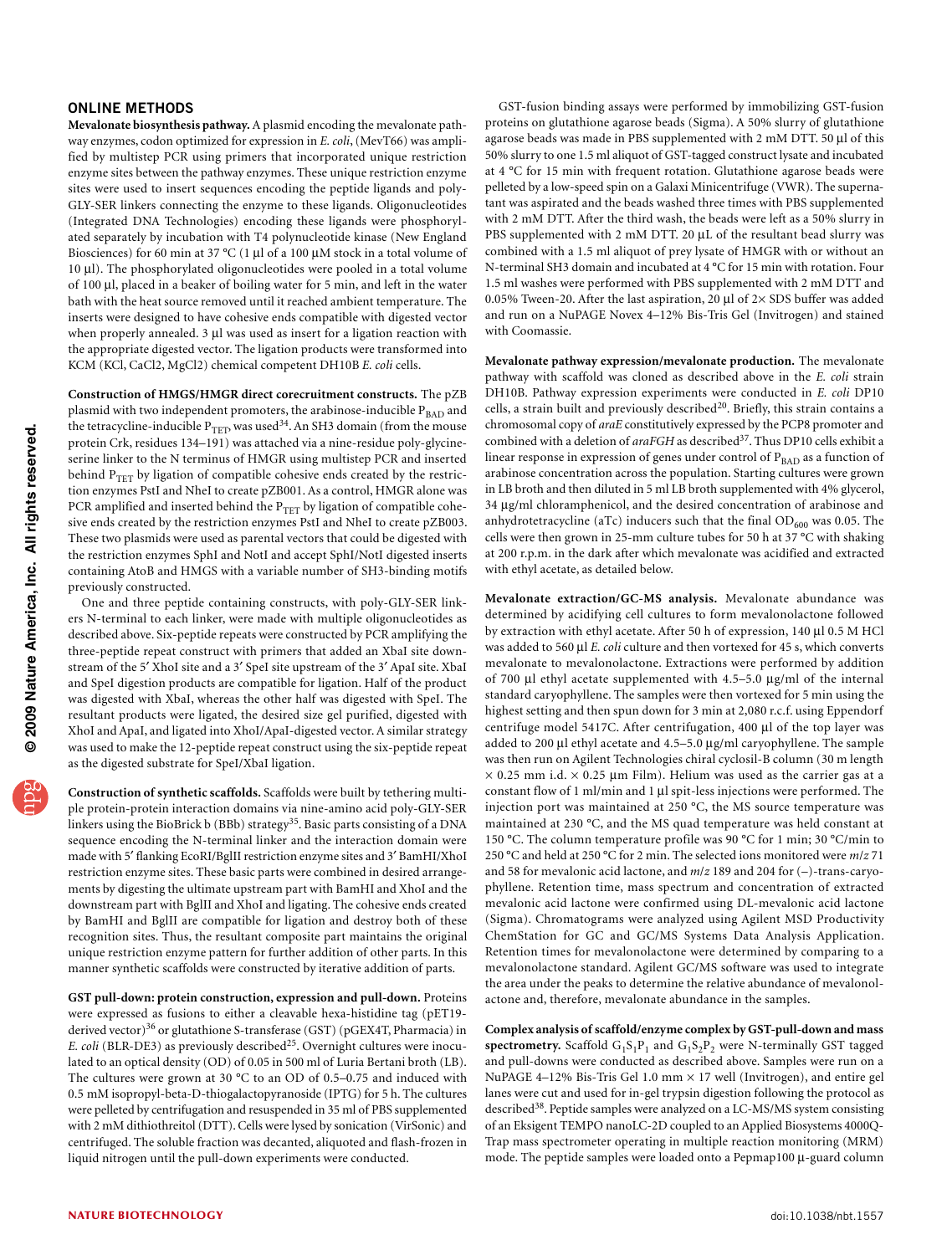## ONLINE METHODS

**Mevalonate biosynthesis pathway.** A plasmid encoding the mevalonate pathway enzymes, codon optimized for expression in *E. coli*, (MevT66) was amplified by multistep PCR using primers that incorporated unique restriction enzyme sites between the pathway enzymes. These unique restriction enzyme sites were used to insert sequences encoding the peptide ligands and poly-GLY-SER linkers connecting the enzyme to these ligands. Oligonucleotides (Integrated DNA Technologies) encoding these ligands were phosphorylated separately by incubation with T4 polynucleotide kinase (New England Biosciences) for 60 min at 37 °C (1 µl of a 100 µM stock in a total volume of 10 µl). The phosphorylated oligonucleotides were pooled in a total volume of 100 µl, placed in a beaker of boiling water for 5 min, and left in the water bath with the heat source removed until it reached ambient temperature. The inserts were designed to have cohesive ends compatible with digested vector when properly annealed. 3 µl was used as insert for a ligation reaction with the appropriate digested vector. The ligation products were transformed into KCM (KCl, $CaCl_2$, $MgCl_2$) chemical competent DH10B *E. coli* cells.

**Construction of HMGS/HMGR direct corecruitment constructs.** The pZB plasmid with two independent promoters, the arabinose-inducible $P_{BAD}$ and the tetracycline-inducible $P_{TET}$, was used[34]. An SH3 domain (from the mouse protein Crk, residues 134–191) was attached via a nine-residue poly-glycine-serine linker to the N terminus of HMGR using multistep PCR and inserted behind $P_{TET}$ by ligation of compatible cohesive ends created by the restriction enzymes PstI and NheI to create pZB001. As a control, HMGR alone was PCR amplified and inserted behind the $P_{TET}$ by ligation of compatible cohesive ends created by the restriction enzymes PstI and NheI to create pZB003. These two plasmids were used as parental vectors that could be digested with the restriction enzymes SphI and NotI and accept SphI/NotI digested inserts containing AtoB and HMGS with a variable number of SH3-binding motifs previously constructed.

One and three peptide containing constructs, with poly-GLY-SER linkers N-terminal to each linker, were made with multiple oligonucleotides as described above. Six-peptide repeats were constructed by PCR amplifying the three-peptide repeat construct with primers that added an XbaI site downstream of the 5′ XhoI site and a 3′ SpeI site upstream of the 3′ ApaI site. XbaI and SpeI digestion products are compatible for ligation. Half of the product was digested with XbaI, whereas the other half was digested with SpeI. The resultant products were ligated, the desired size gel purified, digested with XhoI and ApaI, and ligated into XhoI/ApaI-digested vector. A similar strategy was used to make the 12-peptide repeat construct using the six-peptide repeat as the digested substrate for SpeI/XbaI ligation.

**Construction of synthetic scaffolds.** Scaffolds were built by tethering multiple protein-protein interaction domains via nine-amino acid poly-GLY-SER linkers using the BioBrick b (BBb) strategy[35]. Basic parts consisting of a DNA sequence encoding the N-terminal linker and the interaction domain were made with 5′ flanking EcoRI/BglII restriction enzyme sites and 3′ BamHI/XhoI restriction enzyme sites. These basic parts were combined in desired arrangements by digesting the ultimate upstream part with BamHI and XhoI and the downstream part with BglII and XhoI and ligating. The cohesive ends created by BamHI and BglII are compatible for ligation and destroy both of these recognition sites. Thus, the resultant composite part maintains the original unique restriction enzyme pattern for further addition of other parts. In this manner synthetic scaffolds were constructed by iterative addition of parts.

**GST pull-down: protein construction, expression and pull-down.** Proteins were expressed as fusions to either a cleavable hexa-histidine tag (pET19-derived vector)[36] or glutathione S-transferase (GST) (pGEX4T, Pharmacia) in *E. coli* (BLR-DE3) as previously described[25]. Overnight cultures were inoculated to an optical density (OD) of 0.05 in 500 ml of Luria Bertani broth (LB). The cultures were grown at 30 °C to an OD of 0.5–0.75 and induced with 0.5 mM isopropyl-beta-D-thiogalactopyranoside (IPTG) for 5 h. The cultures were pelleted by centrifugation and resuspended in 35 ml of PBS supplemented with 2 mM dithiothreitol (DTT). Cells were lysed by sonication (VirSonic) and centrifuged. The soluble fraction was decanted, aliquoted and flash-frozen in liquid nitrogen until the pull-down experiments were conducted.

GST-fusion binding assays were performed by immobilizing GST-fusion proteins on glutathione agarose beads (Sigma). A 50% slurry of glutathione agarose beads was made in PBS supplemented with 2 mM DTT. 50 µl of this 50% slurry to one 1.5 ml aliquot of GST-tagged construct lysate and incubated at 4 °C for 15 min with frequent rotation. Glutathione agarose beads were pelleted by a low-speed spin on a Galaxi Minicentrifuge (VWR). The supernatant was aspirated and the beads washed three times with PBS supplemented with 2 mM DTT. After the third wash, the beads were left as a 50% slurry in PBS supplemented with 2 mM DTT. 20 µL of the resultant bead slurry was combined with a 1.5 ml aliquot of prey lysate of HMGR with or without an N-terminal SH3 domain and incubated at 4 °C for 15 min with rotation. Four 1.5 ml washes were performed with PBS supplemented with 2 mM DTT and 0.05% Tween-20. After the last aspiration, 20 µl of 2× SDS buffer was added and run on a NuPAGE Novex 4–12% Bis-Tris Gel (Invitrogen) and stained with Coomassie.

**Mevalonate pathway expression/mevalonate production.** The mevalonate pathway with scaffold was cloned as described above in the *E. coli* strain DH10B. Pathway expression experiments were conducted in *E. coli* DP10 cells, a strain built and previously described[20]. Briefly, this strain contains a chromosomal copy of *araE* constitutively expressed by the PCP8 promoter and combined with a deletion of *araFGH* as described[37]. Thus DP10 cells exhibit a linear response in expression of genes under control of $P_{BAD}$ as a function of arabinose concentration across the population. Starting cultures were grown in LB broth and then diluted in 5 ml LB broth supplemented with 4% glycerol, 34 µg/ml chloramphenicol, and the desired concentration of arabinose and anhydrotetracycline (aTc) inducers such that the final $OD_{600}$ was 0.05. The cells were then grown in 25-mm culture tubes for 50 h at 37 °C with shaking at 200 r.p.m. in the dark after which mevalonate was acidified and extracted with ethyl acetate, as detailed below.

**Mevalonate extraction/GC-MS analysis.** Mevalonate abundance was determined by acidifying cell cultures to form mevalonolactone followed by extraction with ethyl acetate. After 50 h of expression, 140 µl 0.5 M HCl was added to 560 µl *E. coli* culture and then vortexed for 45 s, which converts mevalonate to mevalonolactone. Extractions were performed by addition of 700 µl ethyl acetate supplemented with 4.5–5.0 µg/ml of the internal standard caryophyllene. The samples were then vortexed for 5 min using the highest setting and then spun down for 3 min at 2,080 r.c.f. using Eppendorf centrifuge model 5417C. After centrifugation, 400 µl of the top layer was added to 200 µl ethyl acetate and 4.5–5.0 µg/ml caryophyllene. The sample was then run on Agilent Technologies chiral cyclosil-B column (30 m length × 0.25 mm i.d. × 0.25 µm Film). Helium was used as the carrier gas at a constant flow of 1 ml/min and 1 µl spit-less injections were performed. The injection port was maintained at 250 °C, the MS source temperature was maintained at 230 °C, and the MS quad temperature was held constant at 150 °C. The column temperature profile was 90 °C for 1 min; 30 °C/min to 250 °C and held at 250 °C for 2 min. The selected ions monitored were $m/z$ 71 and 58 for mevalonic acid lactone, and $m/z$ 189 and 204 for (–)-trans-caryophyllene. Retention time, mass spectrum and concentration of extracted mevalonic acid lactone were confirmed using DL-mevalonic acid lactone (Sigma). Chromatograms were analyzed using Agilent MSD Productivity ChemStation for GC and GC/MS Systems Data Analysis Application. Retention times for mevalonolactone were determined by comparing to a mevalonolactone standard. Agilent GC/MS software was used to integrate the area under the peaks to determine the relative abundance of mevalonolactone and, therefore, mevalonate abundance in the samples.

**Complex analysis of scaffold/enzyme complex by GST-pull-down and mass spectrometry.** Scaffold $G_1S_1P_1$ and $G_1S_2P_2$ were N-terminally GST tagged and pull-downs were conducted as described above. Samples were run on a NuPAGE 4–12% Bis-Tris Gel 1.0 mm × 17 well (Invitrogen), and entire gel lanes were cut and used for in-gel trypsin digestion following the protocol as described[38]. Peptide samples were analyzed on a LC-MS/MS system consisting of an Eksigent TEMPO nanoLC-2D coupled to an Applied Biosystems 4000Q-Trap mass spectrometer operating in multiple reaction monitoring (MRM) mode. The peptide samples were loaded onto a Pepmap100 µ-guard column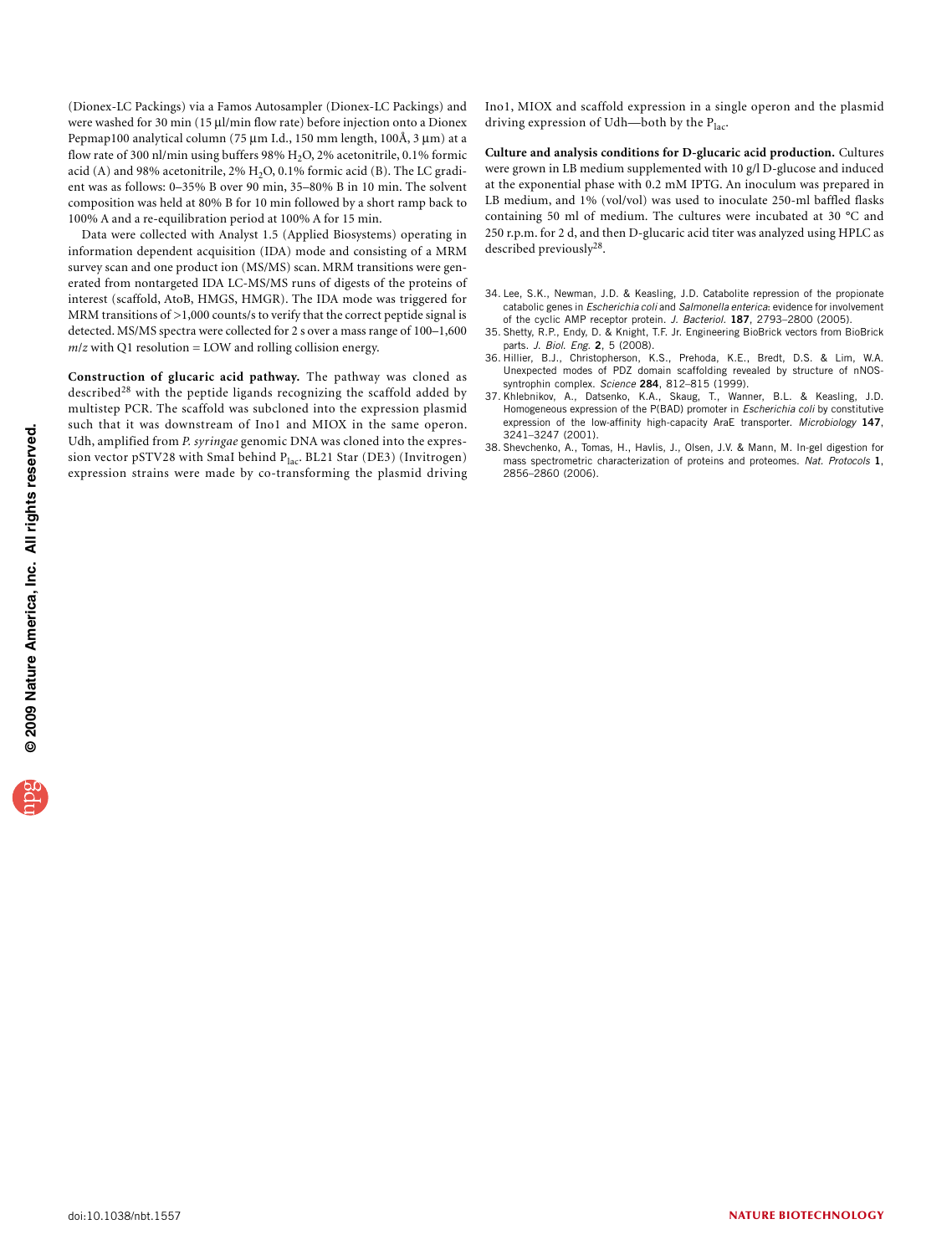(Dionex-LC Packings) via a Famos Autosampler (Dionex-LC Packings) and were washed for 30 min (15 μl/min flow rate) before injection onto a Dionex Pepmap100 analytical column (75 μm I.d., 150 mm length, 100Å, 3 μm) at a flow rate of 300 nl/min using buffers 98% $H_2O$, 2% acetonitrile, 0.1% formic acid (A) and 98% acetonitrile, 2% $H_2O$, 0.1% formic acid (B). The LC gradient was as follows: 0–35% B over 90 min, 35–80% B in 10 min. The solvent composition was held at 80% B for 10 min followed by a short ramp back to 100% A and a re-equilibration period at 100% A for 15 min.

Data were collected with Analyst 1.5 (Applied Biosystems) operating in information dependent acquisition (IDA) mode and consisting of a MRM survey scan and one product ion (MS/MS) scan. MRM transitions were generated from nontargeted IDA LC-MS/MS runs of digests of the proteins of interest (scaffold, AtoB, HMGS, HMGR). The IDA mode was triggered for MRM transitions of >1,000 counts/s to verify that the correct peptide signal is detected. MS/MS spectra were collected for 2 s over a mass range of 100–1,600 $m/z$ with Q1 resolution = LOW and rolling collision energy.

**Construction of glucaric acid pathway.** The pathway was cloned as described[28] with the peptide ligands recognizing the scaffold added by multistep PCR. The scaffold was subcloned into the expression plasmid such that it was downstream of Ino1 and MIOX in the same operon. Udh, amplified from *P. syringae* genomic DNA was cloned into the expression vector pSTV28 with SmaI behind $P_{lac}$. BL21 Star (DE3) (Invitrogen) expression strains were made by co-transforming the plasmid driving Ino1, MIOX and scaffold expression in a single operon and the plasmid driving expression of Udh—both by the $P_{lac}$.

**Culture and analysis conditions for D-glucaric acid production.** Cultures were grown in LB medium supplemented with 10 g/l D-glucose and induced at the exponential phase with 0.2 mM IPTG. An inoculum was prepared in LB medium, and 1% (vol/vol) was used to inoculate 250-ml baffled flasks containing 50 ml of medium. The cultures were incubated at 30 °C and 250 r.p.m. for 2 d, and then D-glucaric acid titer was analyzed using HPLC as described previously[28].

34. Lee, S.K., Newman, J.D. & Keasling, J.D. Catabolite repression of the propionate catabolic genes in *Escherichia coli* and *Salmonella enterica*: evidence for involvement of the cyclic AMP receptor protein. *J. Bacteriol.* **187**, 2793–2800 (2005).
35. Shetty, R.P., Endy, D. & Knight, T.F. Jr. Engineering BioBrick vectors from BioBrick parts. *J. Biol. Eng.* **2**, 5 (2008).
36. Hillier, B.J., Christopherson, K.S., Prehoda, K.E., Bredt, D.S. & Lim, W.A. Unexpected modes of PDZ domain scaffolding revealed by structure of nNOS-syntrophin complex. *Science* **284**, 812–815 (1999).
37. Khlebnikov, A., Datsenko, K.A., Skaug, T., Wanner, B.L. & Keasling, J.D. Homogeneous expression of the P(BAD) promoter in *Escherichia coli* by constitutive expression of the low-affinity high-capacity AraE transporter. *Microbiology* **147**, 3241–3247 (2001).
38. Shevchenko, A., Tomas, H., Havlis, J., Olsen, J.V. & Mann, M. In-gel digestion for mass spectrometric characterization of proteins and proteomes. *Nat. Protocols* **1**, 2856–2860 (2006).